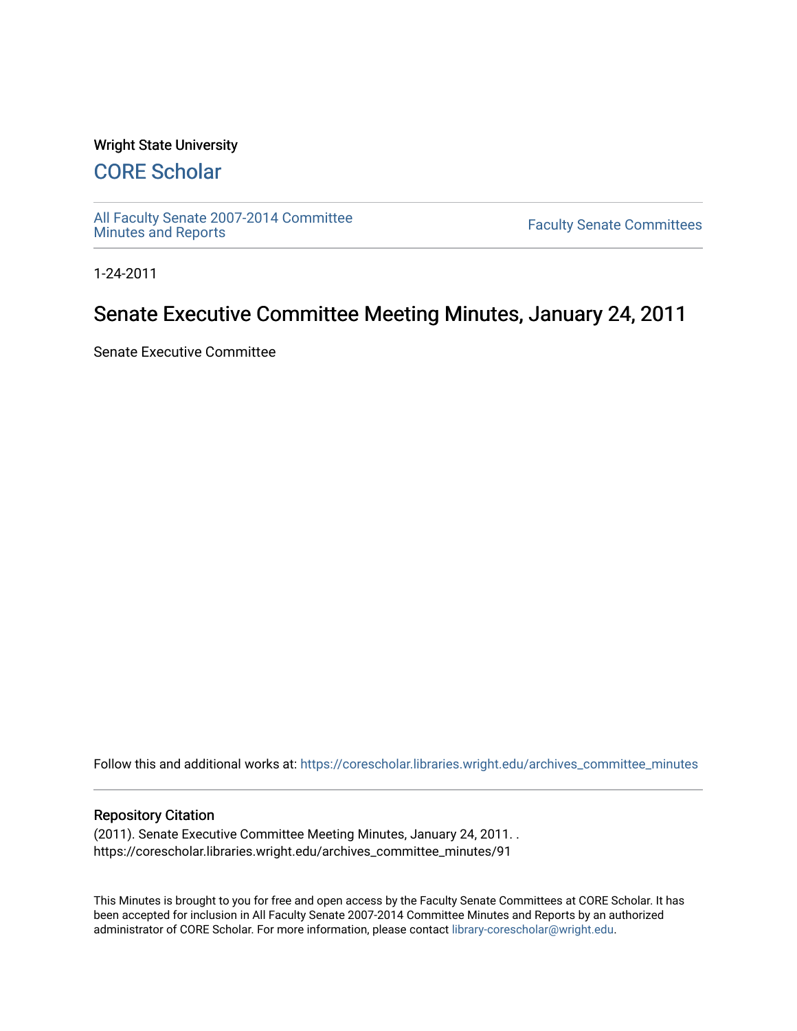Wright State University

# CORE Scholar

All Faculty Senate 2007-2014 Committee Minutes and Reports

Faculty Senate Committees

1-24-2011

## Senate Executive Committee Meeting Minutes, January 24, 2011

Senate Executive Committee

Follow this and additional works at: https://corescholar.libraries.wright.edu/archives_committee_minutes

### Repository Citation

(2011). Senate Executive Committee Meeting Minutes, January 24, 2011. .
https://corescholar.libraries.wright.edu/archives_committee_minutes/91

This Minutes is brought to you for free and open access by the Faculty Senate Committees at CORE Scholar. It has been accepted for inclusion in All Faculty Senate 2007-2014 Committee Minutes and Reports by an authorized administrator of CORE Scholar. For more information, please contact library-corescholar@wright.edu.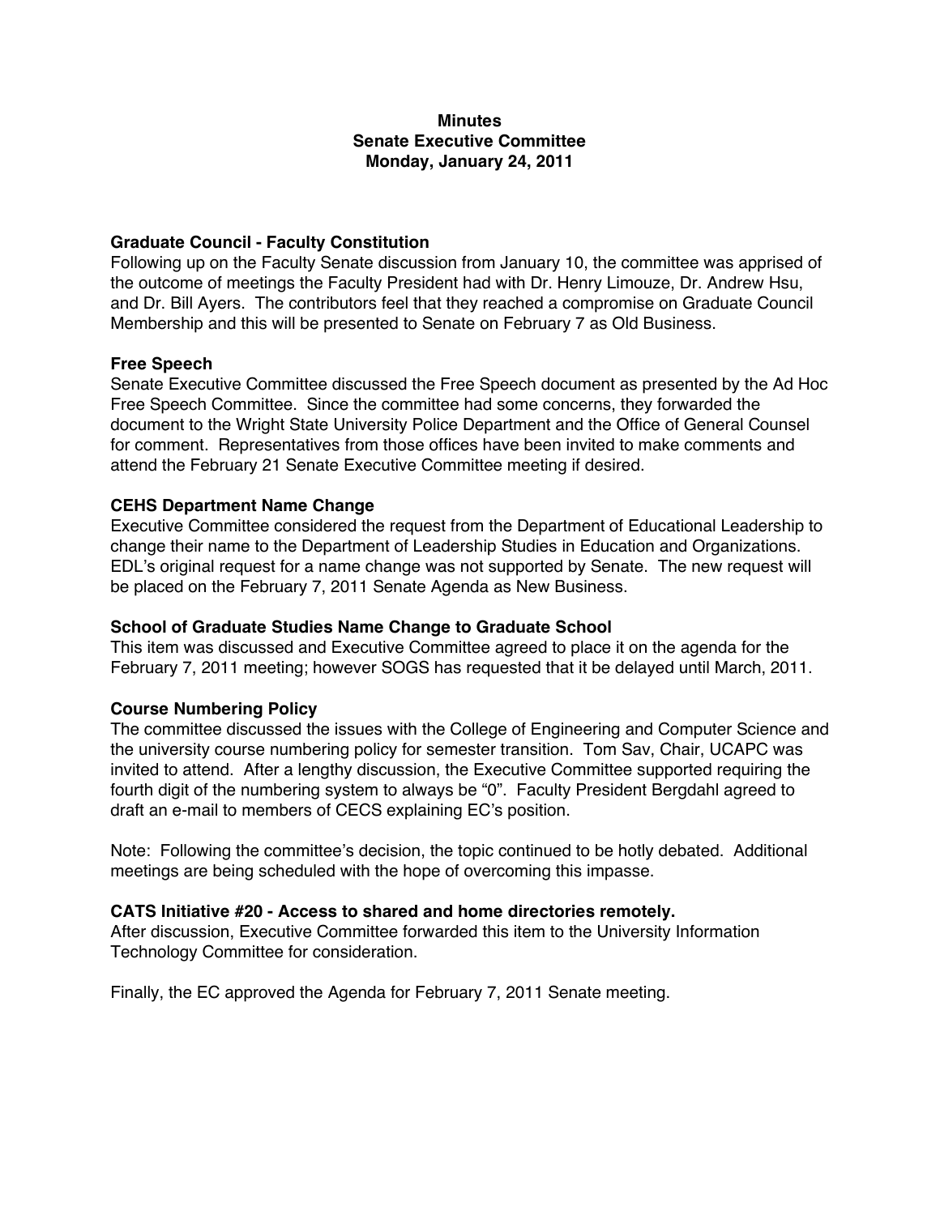# Minutes
## Senate Executive Committee
## Monday, January 24, 2011

**Graduate Council - Faculty Constitution**

Following up on the Faculty Senate discussion from January 10, the committee was apprised of the outcome of meetings the Faculty President had with Dr. Henry Limouze, Dr. Andrew Hsu, and Dr. Bill Ayers. The contributors feel that they reached a compromise on Graduate Council Membership and this will be presented to Senate on February 7 as Old Business.

**Free Speech**

Senate Executive Committee discussed the Free Speech document as presented by the Ad Hoc Free Speech Committee. Since the committee had some concerns, they forwarded the document to the Wright State University Police Department and the Office of General Counsel for comment. Representatives from those offices have been invited to make comments and attend the February 21 Senate Executive Committee meeting if desired.

**CEHS Department Name Change**

Executive Committee considered the request from the Department of Educational Leadership to change their name to the Department of Leadership Studies in Education and Organizations. EDL's original request for a name change was not supported by Senate. The new request will be placed on the February 7, 2011 Senate Agenda as New Business.

**School of Graduate Studies Name Change to Graduate School**

This item was discussed and Executive Committee agreed to place it on the agenda for the February 7, 2011 meeting; however SOGS has requested that it be delayed until March, 2011.

**Course Numbering Policy**

The committee discussed the issues with the College of Engineering and Computer Science and the university course numbering policy for semester transition. Tom Sav, Chair, UCAPC was invited to attend. After a lengthy discussion, the Executive Committee supported requiring the fourth digit of the numbering system to always be "0". Faculty President Bergdahl agreed to draft an e-mail to members of CECS explaining EC's position.

Note: Following the committee's decision, the topic continued to be hotly debated. Additional meetings are being scheduled with the hope of overcoming this impasse.

**CATS Initiative #20 - Access to shared and home directories remotely.**

After discussion, Executive Committee forwarded this item to the University Information Technology Committee for consideration.

Finally, the EC approved the Agenda for February 7, 2011 Senate meeting.